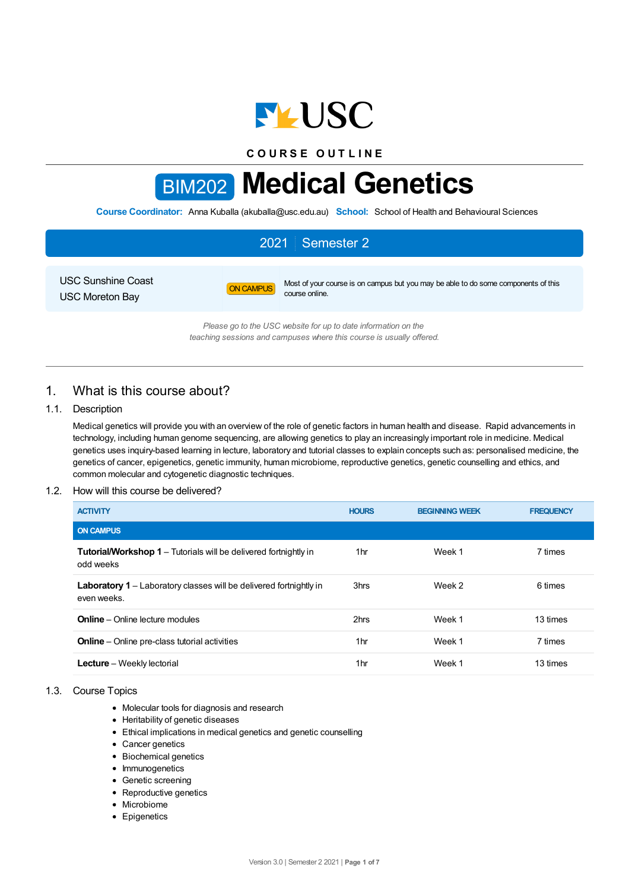COURSE OUTLINE

# BIM202 Medical Genetics

**Course Coordinator:** Anna Kuballa (akuballa@usc.edu.au) **School:** School of Health and Behavioural Sciences

## 2021 | Semester 2

USC Sunshine Coast
USC Moreton Bay

ON CAMPUS — Most of your course is on campus but you may be able to do some components of this course online.

*Please go to the USC website for up to date information on the teaching sessions and campuses where this course is usually offered.*

## 1. What is this course about?

### 1.1. Description

Medical genetics will provide you with an overview of the role of genetic factors in human health and disease. Rapid advancements in technology, including human genome sequencing, are allowing genetics to play an increasingly important role in medicine. Medical genetics uses inquiry-based learning in lecture, laboratory and tutorial classes to explain concepts such as: personalised medicine, the genetics of cancer, epigenetics, genetic immunity, human microbiome, reproductive genetics, genetic counselling and ethics, and common molecular and cytogenetic diagnostic techniques.

### 1.2. How will this course be delivered?

| ACTIVITY | HOURS | BEGINNING WEEK | FREQUENCY |
|---|---|---|---|
| **ON CAMPUS** | | | |
| **Tutorial/Workshop 1** – Tutorials will be delivered fortnightly in odd weeks | 1hr | Week 1 | 7 times |
| **Laboratory 1** – Laboratory classes will be delivered fortnightly in even weeks. | 3hrs | Week 2 | 6 times |
| **Online** – Online lecture modules | 2hrs | Week 1 | 13 times |
| **Online** – Online pre-class tutorial activities | 1hr | Week 1 | 7 times |
| **Lecture** – Weekly lectorial | 1hr | Week 1 | 13 times |

### 1.3. Course Topics

- Molecular tools for diagnosis and research
- Heritability of genetic diseases
- Ethical implications in medical genetics and genetic counselling
- Cancer genetics
- Biochemical genetics
- Immunogenetics
- Genetic screening
- Reproductive genetics
- Microbiome
- Epigenetics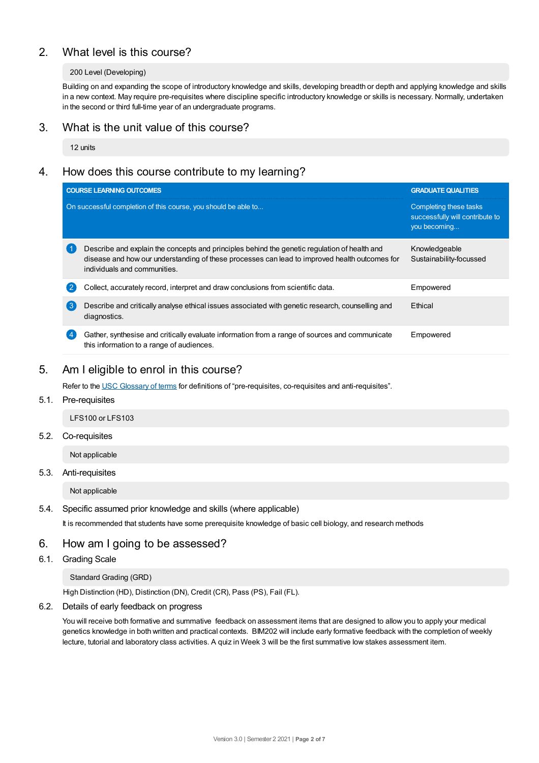## 2. What level is this course?

200 Level (Developing)

Building on and expanding the scope of introductory knowledge and skills, developing breadth or depth and applying knowledge and skills in a new context. May require pre-requisites where discipline specific introductory knowledge or skills is necessary. Normally, undertaken in the second or third full-time year of an undergraduate programs.

## 3. What is the unit value of this course?

12 units

## 4. How does this course contribute to my learning?

| COURSE LEARNING OUTCOMES<br>On successful completion of this course, you should be able to... | GRADUATE QUALITIES<br>Completing these tasks successfully will contribute to you becoming... |
|---|---|
| 1 Describe and explain the concepts and principles behind the genetic regulation of health and disease and how our understanding of these processes can lead to improved health outcomes for individuals and communities. | Knowledgeable<br>Sustainability-focussed |
| 2 Collect, accurately record, interpret and draw conclusions from scientific data. | Empowered |
| 3 Describe and critically analyse ethical issues associated with genetic research, counselling and diagnostics. | Ethical |
| 4 Gather, synthesise and critically evaluate information from a range of sources and communicate this information to a range of audiences. | Empowered |

## 5. Am I eligible to enrol in this course?

Refer to the USC Glossary of terms for definitions of "pre-requisites, co-requisites and anti-requisites".

### 5.1. Pre-requisites

LFS100 or LFS103

### 5.2. Co-requisites

Not applicable

### 5.3. Anti-requisites

Not applicable

### 5.4. Specific assumed prior knowledge and skills (where applicable)

It is recommended that students have some prerequisite knowledge of basic cell biology, and research methods

## 6. How am I going to be assessed?

### 6.1. Grading Scale

Standard Grading (GRD)

High Distinction (HD), Distinction (DN), Credit (CR), Pass (PS), Fail (FL).

### 6.2. Details of early feedback on progress

You will receive both formative and summative feedback on assessment items that are designed to allow you to apply your medical genetics knowledge in both written and practical contexts. BIM202 will include early formative feedback with the completion of weekly lecture, tutorial and laboratory class activities. A quiz in Week 3 will be the first summative low stakes assessment item.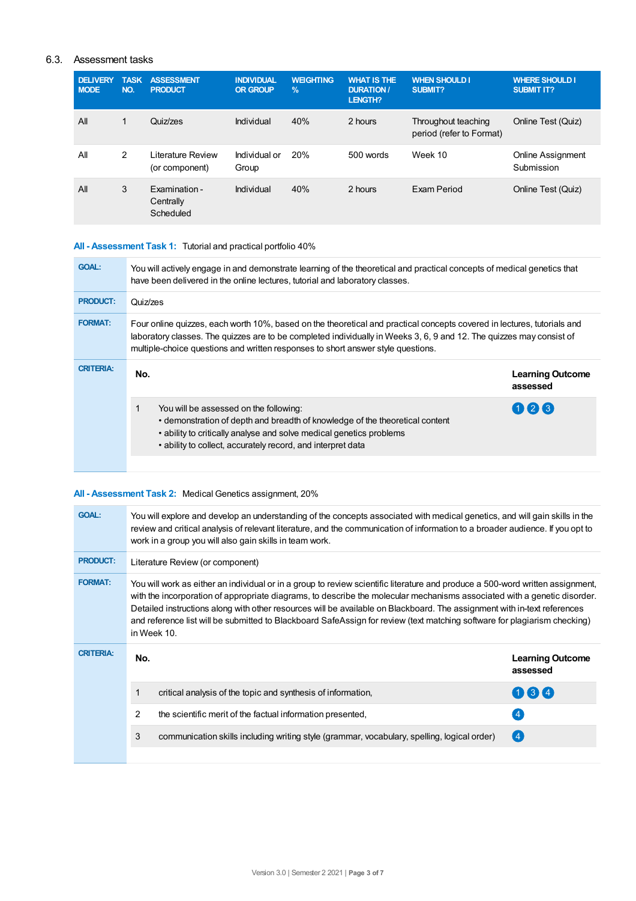## 6.3. Assessment tasks

| DELIVERY MODE | TASK NO. | ASSESSMENT PRODUCT | INDIVIDUAL OR GROUP | WEIGHTING % | WHAT IS THE DURATION / LENGTH? | WHEN SHOULD I SUBMIT? | WHERE SHOULD I SUBMIT IT? |
|---|---|---|---|---|---|---|---|
| All | 1 | Quiz/zes | Individual | 40% | 2 hours | Throughout teaching period (refer to Format) | Online Test (Quiz) |
| All | 2 | Literature Review (or component) | Individual or Group | 20% | 500 words | Week 10 | Online Assignment Submission |
| All | 3 | Examination - Centrally Scheduled | Individual | 40% | 2 hours | Exam Period | Online Test (Quiz) |

### All - Assessment Task 1: Tutorial and practical portfolio 40%

**GOAL:** You will actively engage in and demonstrate learning of the theoretical and practical concepts of medical genetics that have been delivered in the online lectures, tutorial and laboratory classes.

**PRODUCT:** Quiz/zes

**FORMAT:** Four online quizzes, each worth 10%, based on the theoretical and practical concepts covered in lectures, tutorials and laboratory classes. The quizzes are to be completed individually in Weeks 3, 6, 9 and 12. The quizzes may consist of multiple-choice questions and written responses to short answer style questions.

**CRITERIA:**

| No. | | Learning Outcome assessed |
|---|---|---|
| 1 | You will be assessed on the following:<br>• demonstration of depth and breadth of knowledge of the theoretical content<br>• ability to critically analyse and solve medical genetics problems<br>• ability to collect, accurately record, and interpret data | 1 2 3 |

### All - Assessment Task 2: Medical Genetics assignment, 20%

**GOAL:** You will explore and develop an understanding of the concepts associated with medical genetics, and will gain skills in the review and critical analysis of relevant literature, and the communication of information to a broader audience. If you opt to work in a group you will also gain skills in team work.

**PRODUCT:** Literature Review (or component)

**FORMAT:** You will work as either an individual or in a group to review scientific literature and produce a 500-word written assignment, with the incorporation of appropriate diagrams, to describe the molecular mechanisms associated with a genetic disorder. Detailed instructions along with other resources will be available on Blackboard. The assignment with in-text references and reference list will be submitted to Blackboard SafeAssign for review (text matching software for plagiarism checking) in Week 10.

**CRITERIA:**

| No. | | Learning Outcome assessed |
|---|---|---|
| 1 | critical analysis of the topic and synthesis of information, | 1 3 4 |
| 2 | the scientific merit of the factual information presented, | 4 |
| 3 | communication skills including writing style (grammar, vocabulary, spelling, logical order) | 4 |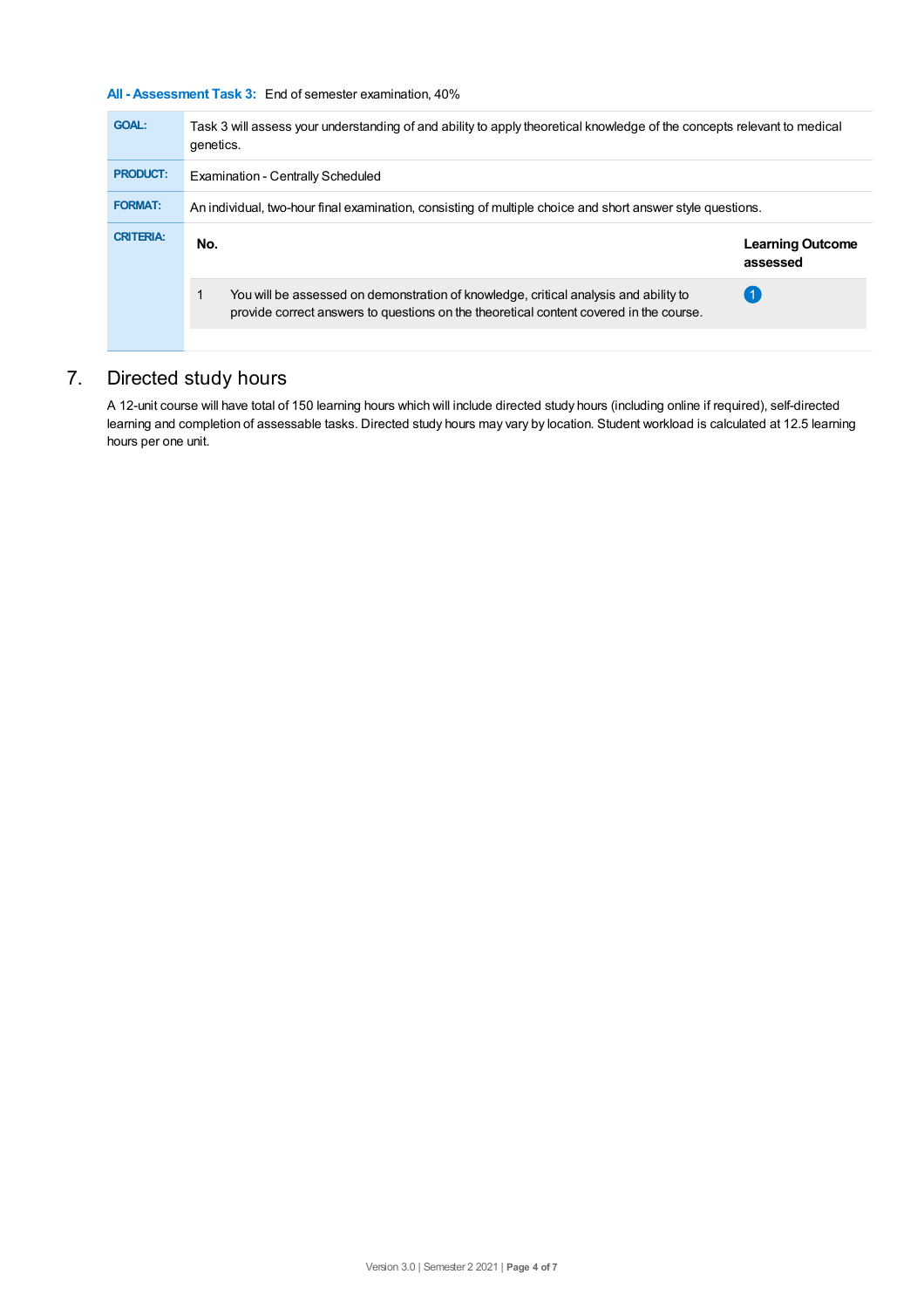**All - Assessment Task 3:** End of semester examination, 40%

| | |
|---|---|
| **GOAL:** | Task 3 will assess your understanding of and ability to apply theoretical knowledge of the concepts relevant to medical genetics. |
| **PRODUCT:** | Examination - Centrally Scheduled |
| **FORMAT:** | An individual, two-hour final examination, consisting of multiple choice and short answer style questions. |

**CRITERIA:**

| No. | | Learning Outcome assessed |
|---|---|---|
| 1 | You will be assessed on demonstration of knowledge, critical analysis and ability to provide correct answers to questions on the theoretical content covered in the course. | 1 |

## 7. Directed study hours

A 12-unit course will have total of 150 learning hours which will include directed study hours (including online if required), self-directed learning and completion of assessable tasks. Directed study hours may vary by location. Student workload is calculated at 12.5 learning hours per one unit.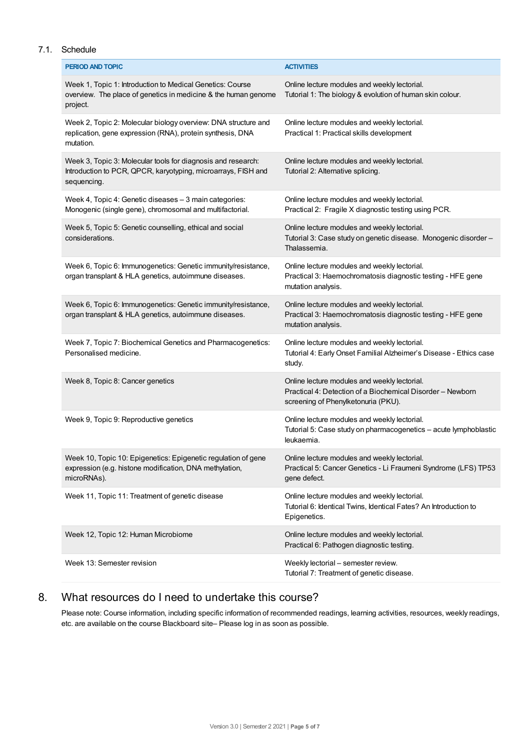### 7.1. Schedule

| PERIOD AND TOPIC | ACTIVITIES |
|---|---|
| Week 1, Topic 1: Introduction to Medical Genetics: Course overview. The place of genetics in medicine & the human genome project. | Online lecture modules and weekly lectorial. Tutorial 1: The biology & evolution of human skin colour. |
| Week 2, Topic 2: Molecular biology overview: DNA structure and replication, gene expression (RNA), protein synthesis, DNA mutation. | Online lecture modules and weekly lectorial. Practical 1: Practical skills development |
| Week 3, Topic 3: Molecular tools for diagnosis and research: Introduction to PCR, QPCR, karyotyping, microarrays, FISH and sequencing. | Online lecture modules and weekly lectorial. Tutorial 2: Alternative splicing. |
| Week 4, Topic 4: Genetic diseases – 3 main categories: Monogenic (single gene), chromosomal and multifactorial. | Online lecture modules and weekly lectorial. Practical 2: Fragile X diagnostic testing using PCR. |
| Week 5, Topic 5: Genetic counselling, ethical and social considerations. | Online lecture modules and weekly lectorial. Tutorial 3: Case study on genetic disease. Monogenic disorder – Thalassemia. |
| Week 6, Topic 6: Immunogenetics: Genetic immunity/resistance, organ transplant & HLA genetics, autoimmune diseases. | Online lecture modules and weekly lectorial. Practical 3: Haemochromatosis diagnostic testing - HFE gene mutation analysis. |
| Week 6, Topic 6: Immunogenetics: Genetic immunity/resistance, organ transplant & HLA genetics, autoimmune diseases. | Online lecture modules and weekly lectorial. Practical 3: Haemochromatosis diagnostic testing - HFE gene mutation analysis. |
| Week 7, Topic 7: Biochemical Genetics and Pharmacogenetics: Personalised medicine. | Online lecture modules and weekly lectorial. Tutorial 4: Early Onset Familial Alzheimer's Disease - Ethics case study. |
| Week 8, Topic 8: Cancer genetics | Online lecture modules and weekly lectorial. Practical 4: Detection of a Biochemical Disorder – Newborn screening of Phenylketonuria (PKU). |
| Week 9, Topic 9: Reproductive genetics | Online lecture modules and weekly lectorial. Tutorial 5: Case study on pharmacogenetics – acute lymphoblastic leukaemia. |
| Week 10, Topic 10: Epigenetics: Epigenetic regulation of gene expression (e.g. histone modification, DNA methylation, microRNAs). | Online lecture modules and weekly lectorial. Practical 5: Cancer Genetics - Li Fraumeni Syndrome (LFS) TP53 gene defect. |
| Week 11, Topic 11: Treatment of genetic disease | Online lecture modules and weekly lectorial. Tutorial 6: Identical Twins, Identical Fates? An Introduction to Epigenetics. |
| Week 12, Topic 12: Human Microbiome | Online lecture modules and weekly lectorial. Practical 6: Pathogen diagnostic testing. |
| Week 13: Semester revision | Weekly lectorial – semester review. Tutorial 7: Treatment of genetic disease. |

## 8. What resources do I need to undertake this course?

Please note: Course information, including specific information of recommended readings, learning activities, resources, weekly readings, etc. are available on the course Blackboard site– Please log in as soon as possible.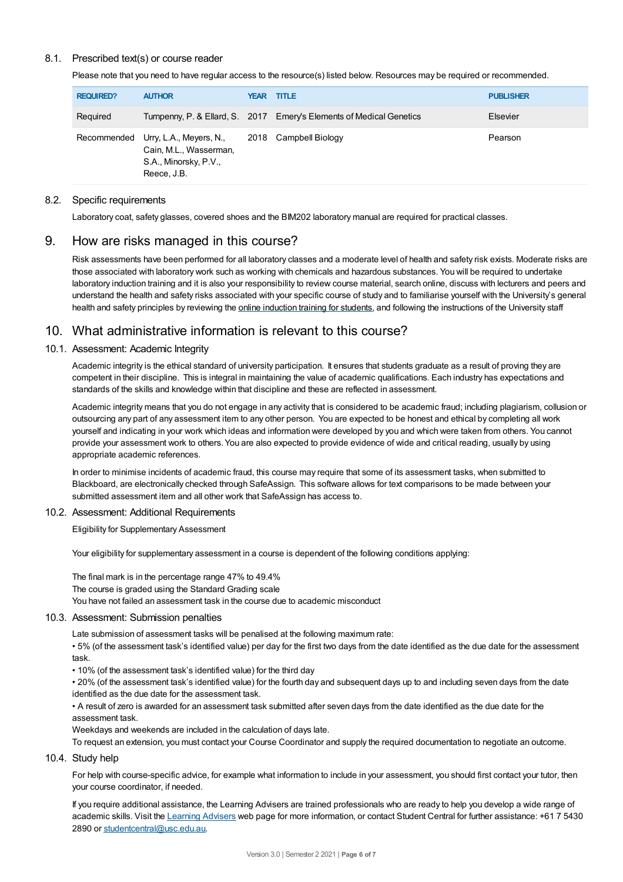### 8.1. Prescribed text(s) or course reader

Please note that you need to have regular access to the resource(s) listed below. Resources may be required or recommended.

| REQUIRED? | AUTHOR | YEAR | TITLE | PUBLISHER |
|---|---|---|---|---|
| Required | Turnpenny, P. & Ellard, S. | 2017 | Emery's Elements of Medical Genetics | Elsevier |
| Recommended | Urry, L.A., Meyers, N., Cain, M.L., Wasserman, S.A., Minorsky, P.V., Reece, J.B. | 2018 | Campbell Biology | Pearson |

### 8.2. Specific requirements

Laboratory coat, safety glasses, covered shoes and the BIM202 laboratory manual are required for practical classes.

## 9. How are risks managed in this course?

Risk assessments have been performed for all laboratory classes and a moderate level of health and safety risk exists. Moderate risks are those associated with laboratory work such as working with chemicals and hazardous substances. You will be required to undertake laboratory induction training and it is also your responsibility to review course material, search online, discuss with lecturers and peers and understand the health and safety risks associated with your specific course of study and to familiarise yourself with the University's general health and safety principles by reviewing the online induction training for students, and following the instructions of the University staff

## 10. What administrative information is relevant to this course?

### 10.1. Assessment: Academic Integrity

Academic integrity is the ethical standard of university participation. It ensures that students graduate as a result of proving they are competent in their discipline. This is integral in maintaining the value of academic qualifications. Each industry has expectations and standards of the skills and knowledge within that discipline and these are reflected in assessment.

Academic integrity means that you do not engage in any activity that is considered to be academic fraud; including plagiarism, collusion or outsourcing any part of any assessment item to any other person. You are expected to be honest and ethical by completing all work yourself and indicating in your work which ideas and information were developed by you and which were taken from others. You cannot provide your assessment work to others. You are also expected to provide evidence of wide and critical reading, usually by using appropriate academic references.

In order to minimise incidents of academic fraud, this course may require that some of its assessment tasks, when submitted to Blackboard, are electronically checked through SafeAssign. This software allows for text comparisons to be made between your submitted assessment item and all other work that SafeAssign has access to.

### 10.2. Assessment: Additional Requirements

Eligibility for Supplementary Assessment

Your eligibility for supplementary assessment in a course is dependent of the following conditions applying:

The final mark is in the percentage range 47% to 49.4%
The course is graded using the Standard Grading scale
You have not failed an assessment task in the course due to academic misconduct

### 10.3. Assessment: Submission penalties

Late submission of assessment tasks will be penalised at the following maximum rate:

- 5% (of the assessment task's identified value) per day for the first two days from the date identified as the due date for the assessment task.
- 10% (of the assessment task's identified value) for the third day
- 20% (of the assessment task's identified value) for the fourth day and subsequent days up to and including seven days from the date identified as the due date for the assessment task.
- A result of zero is awarded for an assessment task submitted after seven days from the date identified as the due date for the assessment task.

Weekdays and weekends are included in the calculation of days late.
To request an extension, you must contact your Course Coordinator and supply the required documentation to negotiate an outcome.

### 10.4. Study help

For help with course-specific advice, for example what information to include in your assessment, you should first contact your tutor, then your course coordinator, if needed.

If you require additional assistance, the Learning Advisers are trained professionals who are ready to help you develop a wide range of academic skills. Visit the Learning Advisers web page for more information, or contact Student Central for further assistance: +61 7 5430 2890 or studentcentral@usc.edu.au.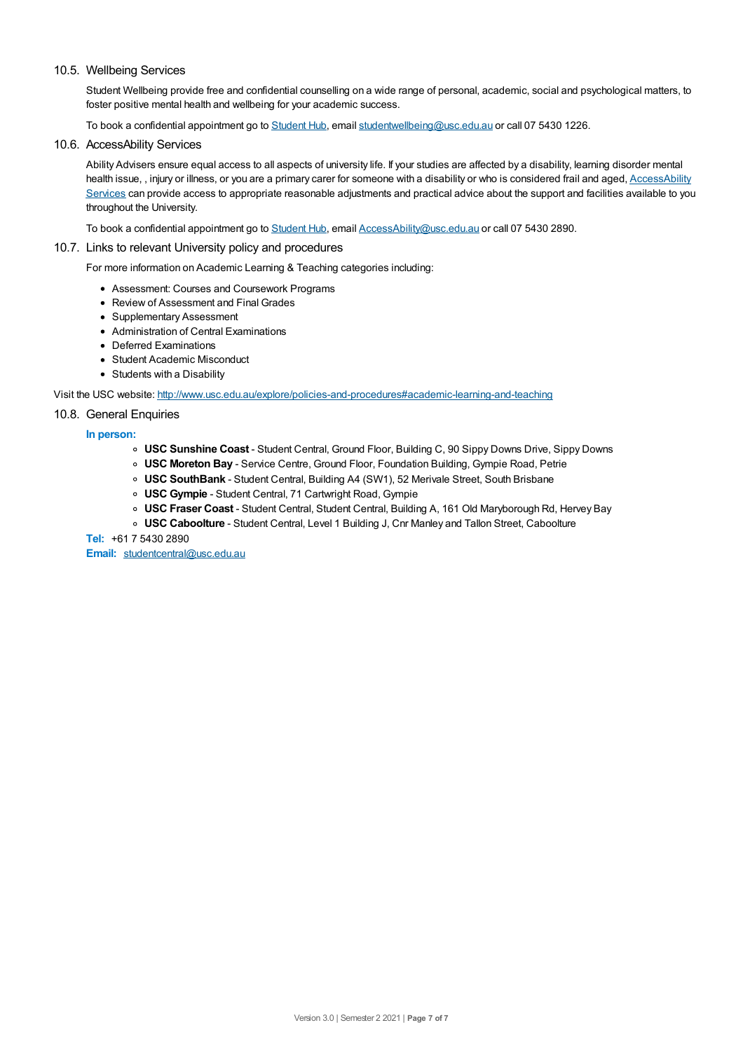### 10.5. Wellbeing Services

Student Wellbeing provide free and confidential counselling on a wide range of personal, academic, social and psychological matters, to foster positive mental health and wellbeing for your academic success.

To book a confidential appointment go to Student Hub, email studentwellbeing@usc.edu.au or call 07 5430 1226.

### 10.6. AccessAbility Services

Ability Advisers ensure equal access to all aspects of university life. If your studies are affected by a disability, learning disorder mental health issue, , injury or illness, or you are a primary carer for someone with a disability or who is considered frail and aged, AccessAbility Services can provide access to appropriate reasonable adjustments and practical advice about the support and facilities available to you throughout the University.

To book a confidential appointment go to Student Hub, email AccessAbility@usc.edu.au or call 07 5430 2890.

### 10.7. Links to relevant University policy and procedures

For more information on Academic Learning & Teaching categories including:

- Assessment: Courses and Coursework Programs
- Review of Assessment and Final Grades
- Supplementary Assessment
- Administration of Central Examinations
- Deferred Examinations
- Student Academic Misconduct
- Students with a Disability

Visit the USC website: http://www.usc.edu.au/explore/policies-and-procedures#academic-learning-and-teaching

### 10.8. General Enquiries

**In person:**

- **USC Sunshine Coast** - Student Central, Ground Floor, Building C, 90 Sippy Downs Drive, Sippy Downs
- **USC Moreton Bay** - Service Centre, Ground Floor, Foundation Building, Gympie Road, Petrie
- **USC SouthBank** - Student Central, Building A4 (SW1), 52 Merivale Street, South Brisbane
- **USC Gympie** - Student Central, 71 Cartwright Road, Gympie
- **USC Fraser Coast** - Student Central, Student Central, Building A, 161 Old Maryborough Rd, Hervey Bay
- **USC Caboolture** - Student Central, Level 1 Building J, Cnr Manley and Tallon Street, Caboolture

**Tel:** +61 7 5430 2890

**Email:** studentcentral@usc.edu.au